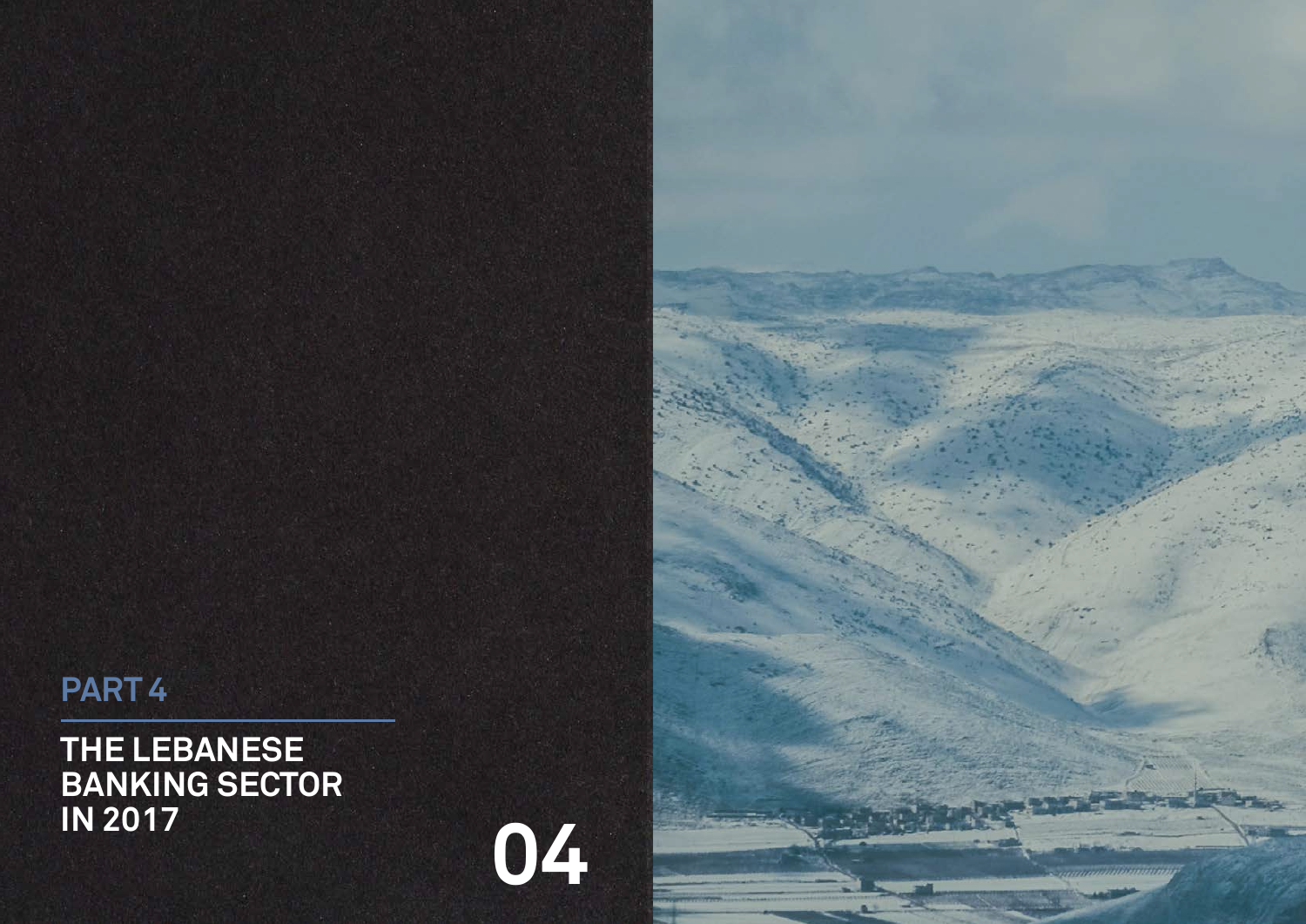PART 4

# THE LEBANESE BANKING SECTOR IN 2017

04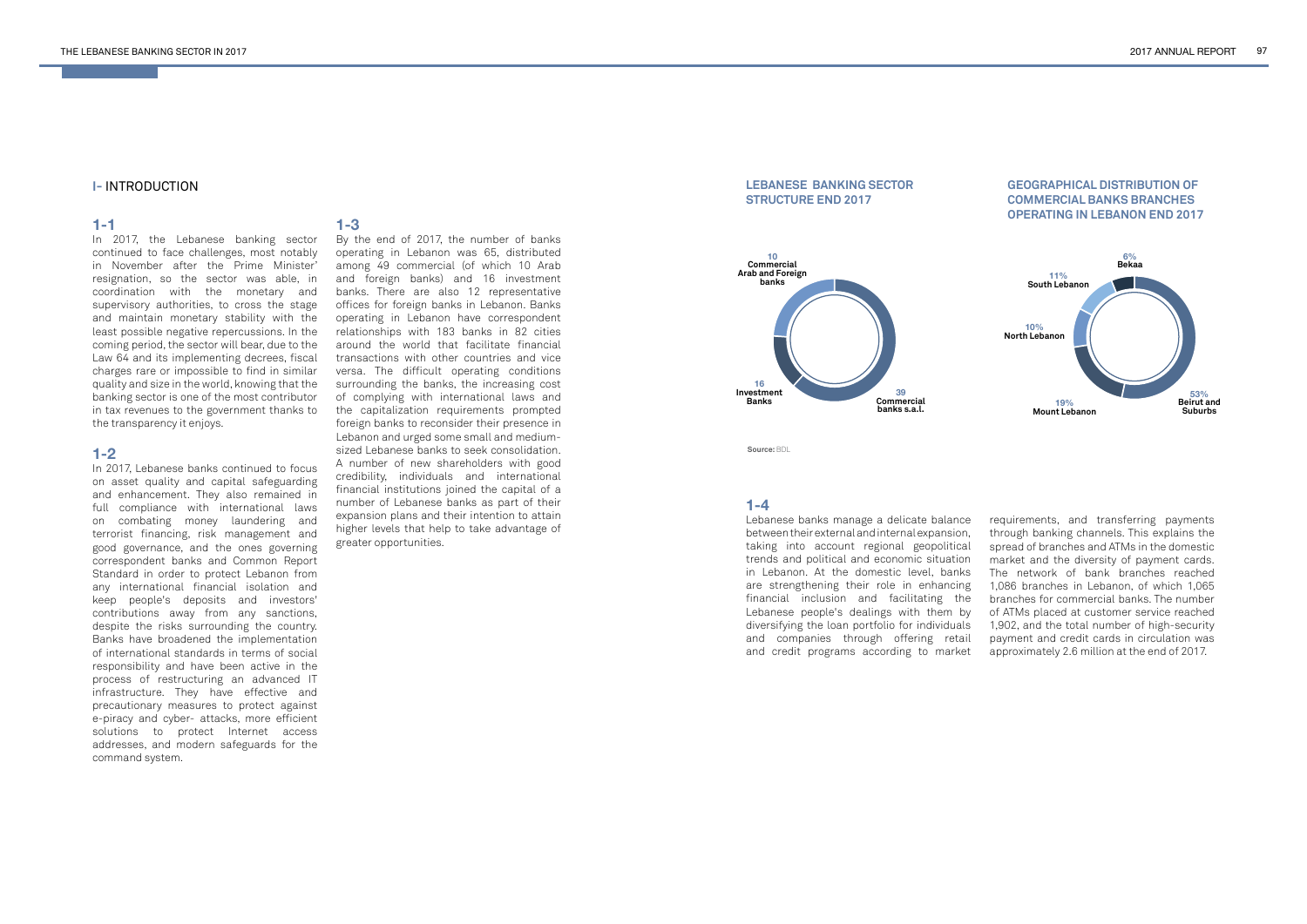# I- INTRODUCTION

## 1-1

In 2017, the Lebanese banking sector continued to face challenges, most notably in November after the Prime Minister' resignation, so the sector was able, in coordination with the monetary and supervisory authorities, to cross the stage and maintain monetary stability with the least possible negative repercussions. In the coming period, the sector will bear, due to the Law 64 and its implementing decrees, fiscal charges rare or impossible to find in similar quality and size in the world, knowing that the banking sector is one of the most contributor in tax revenues to the government thanks to the transparency it enjoys.

## 1-2

In 2017, Lebanese banks continued to focus on asset quality and capital safeguarding and enhancement. They also remained in full compliance with international laws on combating money laundering and terrorist financing, risk management and good governance, and the ones governing correspondent banks and Common Report Standard in order to protect Lebanon from any international financial isolation and keep people's deposits and investors' contributions away from any sanctions, despite the risks surrounding the country. Banks have broadened the implementation of international standards in terms of social responsibility and have been active in the process of restructuring an advanced IT infrastructure. They have effective and precautionary measures to protect against e-piracy and cyber- attacks, more efficient solutions to protect Internet access addresses, and modern safeguards for the command system.

## 1-3

By the end of 2017, the number of banks operating in Lebanon was 65, distributed among 49 commercial (of which 10 Arab and foreign banks) and 16 investment banks. There are also 12 representative offices for foreign banks in Lebanon. Banks operating in Lebanon have correspondent relationships with 183 banks in 82 cities around the world that facilitate financial transactions with other countries and vice versa. The difficult operating conditions surrounding the banks, the increasing cost of complying with international laws and the capitalization requirements prompted foreign banks to reconsider their presence in Lebanon and urged some small and medium-sized Lebanese banks to seek consolidation. A number of new shareholders with good credibility, individuals and international financial institutions joined the capital of a number of Lebanese banks as part of their expansion plans and their intention to attain higher levels that help to take advantage of greater opportunities.

**LEBANESE BANKING SECTOR STRUCTURE END 2017**

| Category | Number |
|---|---|
| Commercial banks s.a.l. | 39 |
| Commercial Arab and Foreign banks | 10 |
| Investment Banks | 16 |

**GEOGRAPHICAL DISTRIBUTION OF COMMERCIAL BANKS BRANCHES OPERATING IN LEBANON END 2017**

| Region | Share |
|---|---|
| Beirut and Suburbs | 53% |
| Mount Lebanon | 19% |
| North Lebanon | 10% |
| South Lebanon | 11% |
| Bekaa | 6% |

**Source:** BDL

## 1-4

Lebanese banks manage a delicate balance between their external and internal expansion, taking into account regional geopolitical trends and political and economic situation in Lebanon. At the domestic level, banks are strengthening their role in enhancing financial inclusion and facilitating the Lebanese people's dealings with them by diversifying the loan portfolio for individuals and companies through offering retail and credit programs according to market requirements, and transferring payments through banking channels. This explains the spread of branches and ATMs in the domestic market and the diversity of payment cards. The network of bank branches reached 1,086 branches in Lebanon, of which 1,065 branches for commercial banks. The number of ATMs placed at customer service reached 1,902, and the total number of high-security payment and credit cards in circulation was approximately 2.6 million at the end of 2017.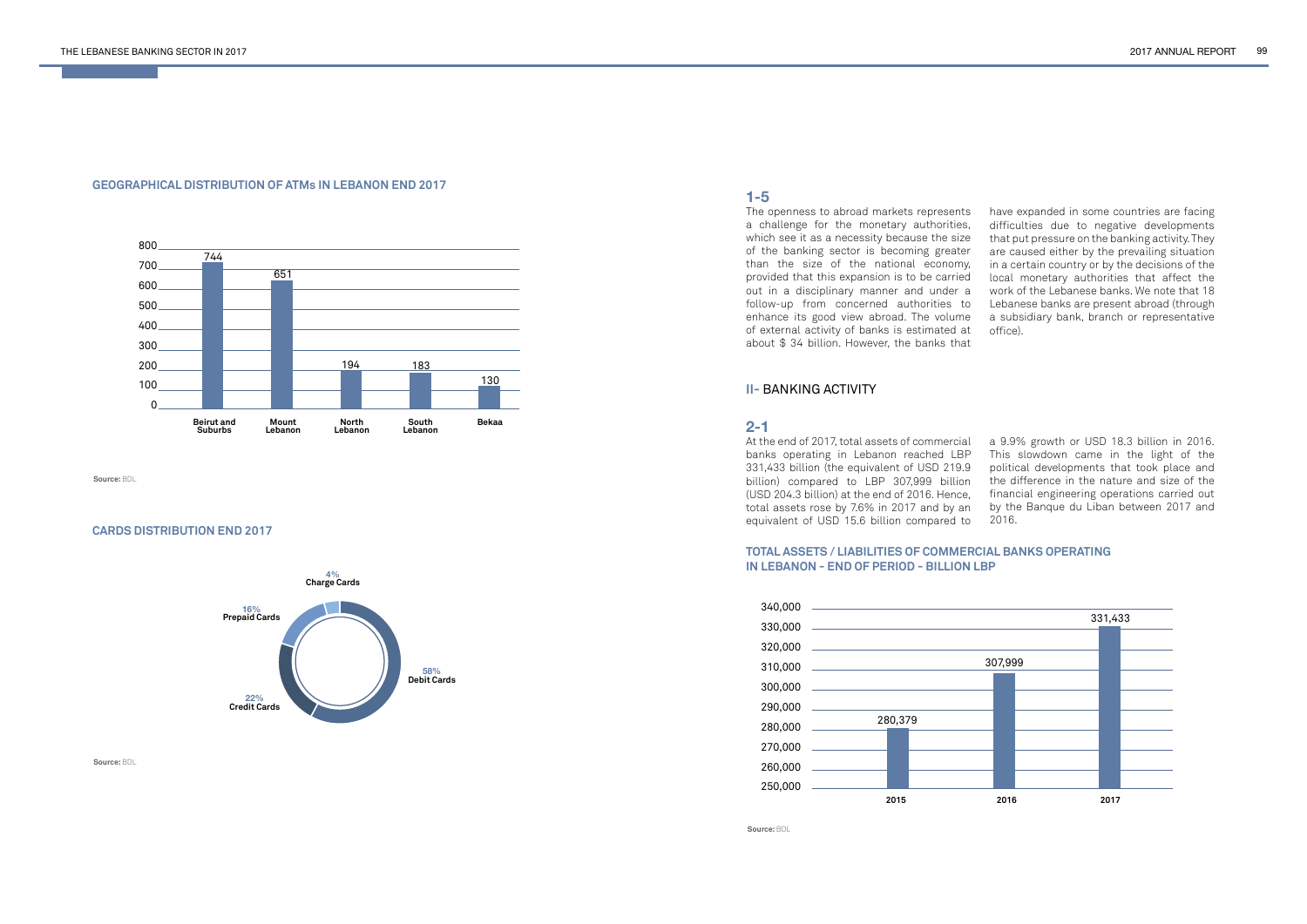### GEOGRAPHICAL DISTRIBUTION OF ATMs IN LEBANON END 2017

| Region | Number of ATMs |
|---|---|
| Beirut and Suburbs | 744 |
| Mount Lebanon | 651 |
| North Lebanon | 194 |
| South Lebanon | 183 |
| Bekaa | 130 |

**Source:** BDL

### CARDS DISTRIBUTION END 2017

| Card type | Share |
|---|---|
| Debit Cards | 58% |
| Credit Cards | 22% |
| Prepaid Cards | 16% |
| Charge Cards | 4% |

**Source:** BDL

## 1-5

The openness to abroad markets represents a challenge for the monetary authorities, which see it as a necessity because the size of the banking sector is becoming greater than the size of the national economy, provided that this expansion is to be carried out in a disciplinary manner and under a follow-up from concerned authorities to enhance its good view abroad. The volume of external activity of banks is estimated at about $ 34 billion. However, the banks that have expanded in some countries are facing difficulties due to negative developments that put pressure on the banking activity. They are caused either by the prevailing situation in a certain country or by the decisions of the local monetary authorities that affect the work of the Lebanese banks. We note that 18 Lebanese banks are present abroad (through a subsidiary bank, branch or representative office).

# II- BANKING ACTIVITY

## 2-1

At the end of 2017, total assets of commercial banks operating in Lebanon reached LBP 331,433 billion (the equivalent of USD 219.9 billion) compared to LBP 307,999 billion (USD 204.3 billion) at the end of 2016. Hence, total assets rose by 7.6% in 2017 and by an equivalent of USD 15.6 billion compared to a 9.9% growth or USD 18.3 billion in 2016. This slowdown came in the light of the political developments that took place and the difference in the nature and size of the financial engineering operations carried out by the Banque du Liban between 2017 and 2016.

### TOTAL ASSETS / LIABILITIES OF COMMERCIAL BANKS OPERATING IN LEBANON - END OF PERIOD - BILLION LBP

| Year | Total Assets / Liabilities |
|---|---|
| 2015 | 280,379 |
| 2016 | 307,999 |
| 2017 | 331,433 |

**Source:** BDL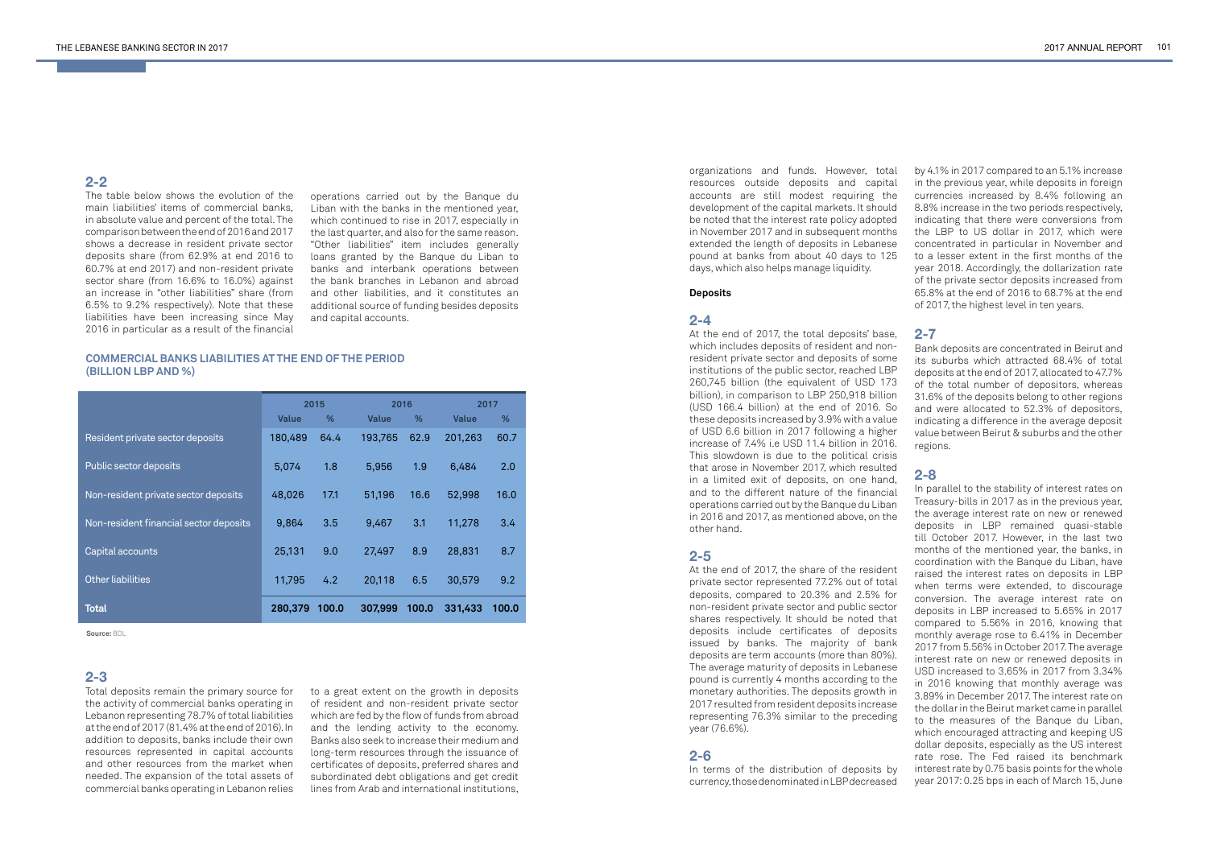## 2-2

The table below shows the evolution of the main liabilities' items of commercial banks, in absolute value and percent of the total. The comparison between the end of 2016 and 2017 shows a decrease in resident private sector deposits share (from 62.9% at end 2016 to 60.7% at end 2017) and non-resident private sector share (from 16.6% to 16.0%) against an increase in "other liabilities" share (from 6.5% to 9.2% respectively). Note that these liabilities have been increasing since May 2016 in particular as a result of the financial operations carried out by the Banque du Liban with the banks in the mentioned year, which continued to rise in 2017, especially in the last quarter, and also for the same reason. "Other liabilities" item includes generally loans granted by the Banque du Liban to banks and interbank operations between the bank branches in Lebanon and abroad and other liabilities, and it constitutes an additional source of funding besides deposits and capital accounts.

**COMMERCIAL BANKS LIABILITIES AT THE END OF THE PERIOD (BILLION LBP AND %)**

| | 2015 | | 2016 | | 2017 | |
|---|---|---|---|---|---|---|
| | Value | % | Value | % | Value | % |
| Resident private sector deposits | 180,489 | 64.4 | 193,765 | 62.9 | 201,263 | 60.7 |
| Public sector deposits | 5,074 | 1.8 | 5,956 | 1.9 | 6,484 | 2.0 |
| Non-resident private sector deposits | 48,026 | 17.1 | 51,196 | 16.6 | 52,998 | 16.0 |
| Non-resident financial sector deposits | 9,864 | 3.5 | 9,467 | 3.1 | 11,278 | 3.4 |
| Capital accounts | 25,131 | 9.0 | 27,497 | 8.9 | 28,831 | 8.7 |
| Other liabilities | 11,795 | 4.2 | 20,118 | 6.5 | 30,579 | 9.2 |
| **Total** | **280,379** | **100.0** | **307,999** | **100.0** | **331,433** | **100.0** |

**Source:** BDL

## 2-3

Total deposits remain the primary source for the activity of commercial banks operating in Lebanon representing 78.7% of total liabilities at the end of 2017 (81.4% at the end of 2016). In addition to deposits, banks include their own resources represented in capital accounts and other resources from the market when needed. The expansion of the total assets of commercial banks operating in Lebanon relies to a great extent on the growth in deposits of resident and non-resident private sector which are fed by the flow of funds from abroad and the lending activity to the economy. Banks also seek to increase their medium and long-term resources through the issuance of certificates of deposits, preferred shares and subordinated debt obligations and get credit lines from Arab and international institutions, organizations and funds. However, total resources outside deposits and capital accounts are still modest requiring the development of the capital markets. It should be noted that the interest rate policy adopted in November 2017 and in subsequent months extended the length of deposits in Lebanese pound at banks from about 40 days to 125 days, which also helps manage liquidity.

### Deposits

## 2-4

At the end of 2017, the total deposits' base, which includes deposits of resident and non-resident private sector and deposits of some institutions of the public sector, reached LBP 260,745 billion (the equivalent of USD 173 billion), in comparison to LBP 250,918 billion (USD 166.4 billion) at the end of 2016. So these deposits increased by 3.9% with a value of USD 6.6 billion in 2017 following a higher increase of 7.4% i.e USD 11.4 billion in 2016. This slowdown is due to the political crisis that arose in November 2017, which resulted in a limited exit of deposits, on one hand, and to the different nature of the financial operations carried out by the Banque du Liban in 2016 and 2017, as mentioned above, on the other hand.

## 2-5

At the end of 2017, the share of the resident private sector represented 77.2% out of total deposits, compared to 20.3% and 2.5% for non-resident private sector and public sector shares respectively. It should be noted that deposits include certificates of deposits issued by banks. The majority of bank deposits are term accounts (more than 80%). The average maturity of deposits in Lebanese pound is currently 4 months according to the monetary authorities. The deposits growth in 2017 resulted from resident deposits increase representing 76.3% similar to the preceding year (76.6%).

## 2-6

In terms of the distribution of deposits by currency, those denominated in LBP decreased by 4.1% in 2017 compared to an 5.1% increase in the previous year, while deposits in foreign currencies increased by 8.4% following an 8.8% increase in the two periods respectively, indicating that there were conversions from the LBP to US dollar in 2017, which were concentrated in particular in November and to a lesser extent in the first months of the year 2018. Accordingly, the dollarization rate of the private sector deposits increased from 65.8% at the end of 2016 to 68.7% at the end of 2017, the highest level in ten years.

## 2-7

Bank deposits are concentrated in Beirut and its suburbs which attracted 68.4% of total deposits at the end of 2017, allocated to 47.7% of the total number of depositors, whereas 31.6% of the deposits belong to other regions and were allocated to 52.3% of depositors, indicating a difference in the average deposit value between Beirut & suburbs and the other regions.

## 2-8

In parallel to the stability of interest rates on Treasury-bills in 2017 as in the previous year, the average interest rate on new or renewed deposits in LBP remained quasi-stable till October 2017. However, in the last two months of the mentioned year, the banks, in coordination with the Banque du Liban, have raised the interest rates on deposits in LBP when terms were extended, to discourage conversion. The average interest rate on deposits in LBP increased to 5.65% in 2017 compared to 5.56% in 2016, knowing that monthly average rose to 6.41% in December 2017 from 5.56% in October 2017. The average interest rate on new or renewed deposits in USD increased to 3.65% in 2017 from 3.34% in 2016 knowing that monthly average was 3.89% in December 2017. The interest rate on the dollar in the Beirut market came in parallel to the measures of the Banque du Liban, which encouraged attracting and keeping US dollar deposits, especially as the US interest rate rose. The Fed raised its benchmark interest rate by 0.75 basis points for the whole year 2017: 0.25 bps in each of March 15, June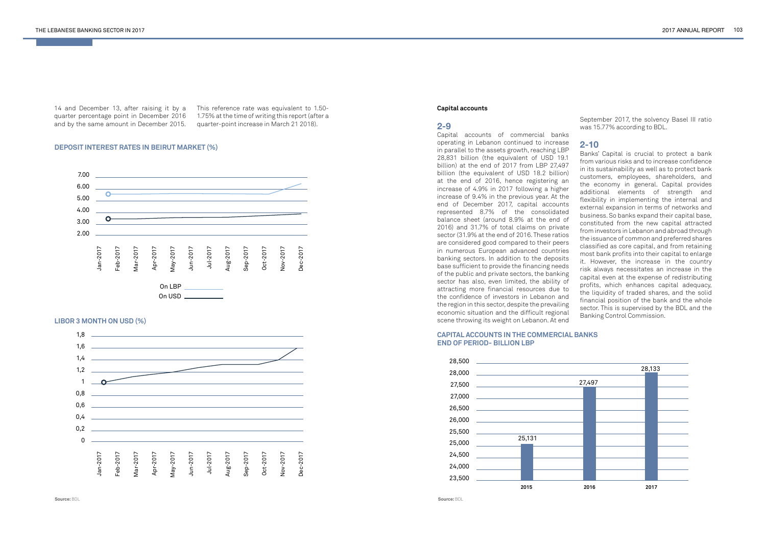14 and December 13, after raising it by a quarter percentage point in December 2016 and by the same amount in December 2015. This reference rate was equivalent to 1.50-1.75% at the time of writing this report (after a quarter-point increase in March 21 2018).

### DEPOSIT INTEREST RATES IN BEIRUT MARKET (%)

7.00
6.00
5.00
4.00
3.00
2.00

Jan-2017 Feb-2017 Mar-2017 Apr-2017 May-2017 Jun-2017 Jul-2017 Aug-2017 Sep-2017 Oct-2017 Nov-2017 Dec-2017

On LBP
On USD

### LIBOR 3 MONTH ON USD (%)

1,8
1,6
1,4
1,2
1
0,8
0,6
0,4
0,2
0

Jan-2017 Feb-2017 Mar-2017 Apr-2017 May-2017 Jun-2017 Jul-2017 Aug-2017 Sep-2017 Oct-2017 Nov-2017 Dec-2017

**Source:** BDL

**Capital accounts**

## 2-9

Capital accounts of commercial banks operating in Lebanon continued to increase in parallel to the assets growth, reaching LBP 28,831 billion (the equivalent of USD 19.1 billion) at the end of 2017 from LBP 27,497 billion (the equivalent of USD 18.2 billion) at the end of 2016, hence registering an increase of 4.9% in 2017 following a higher increase of 9.4% in the previous year. At the end of December 2017, capital accounts represented 8.7% of the consolidated balance sheet (around 8.9% at the end of 2016) and 31.7% of total claims on private sector (31.9% at the end of 2016. These ratios are considered good compared to their peers in numerous European advanced countries banking sectors. In addition to the deposits base sufficient to provide the financing needs of the public and private sectors, the banking sector has also, even limited, the ability of attracting more financial resources due to the confidence of investors in Lebanon and the region in this sector, despite the prevailing economic situation and the difficult regional scene throwing its weight on Lebanon. At end September 2017, the solvency Basel III ratio was 15.77% according to BDL.

## 2-10

Banks' Capital is crucial to protect a bank from various risks and to increase confidence in its sustainability as well as to protect bank customers, employees, shareholders, and the economy in general. Capital provides additional elements of strength and flexibility in implementing the internal and external expansion in terms of networks and business. So banks expand their capital base, constituted from the new capital attracted from investors in Lebanon and abroad through the issuance of common and preferred shares classified as core capital, and from retaining most bank profits into their capital to enlarge it. However, the increase in the country risk always necessitates an increase in the capital even at the expense of redistributing profits, which enhances capital adequacy, the liquidity of traded shares, and the solid financial position of the bank and the whole sector. This is supervised by the BDL and the Banking Control Commission.

### CAPITAL ACCOUNTS IN THE COMMERCIAL BANKS END OF PERIOD- BILLION LBP

| Year | Billion LBP |
|---|---|
| 2015 | 25,131 |
| 2016 | 27,497 |
| 2017 | 28,133 |

**Source:** BDL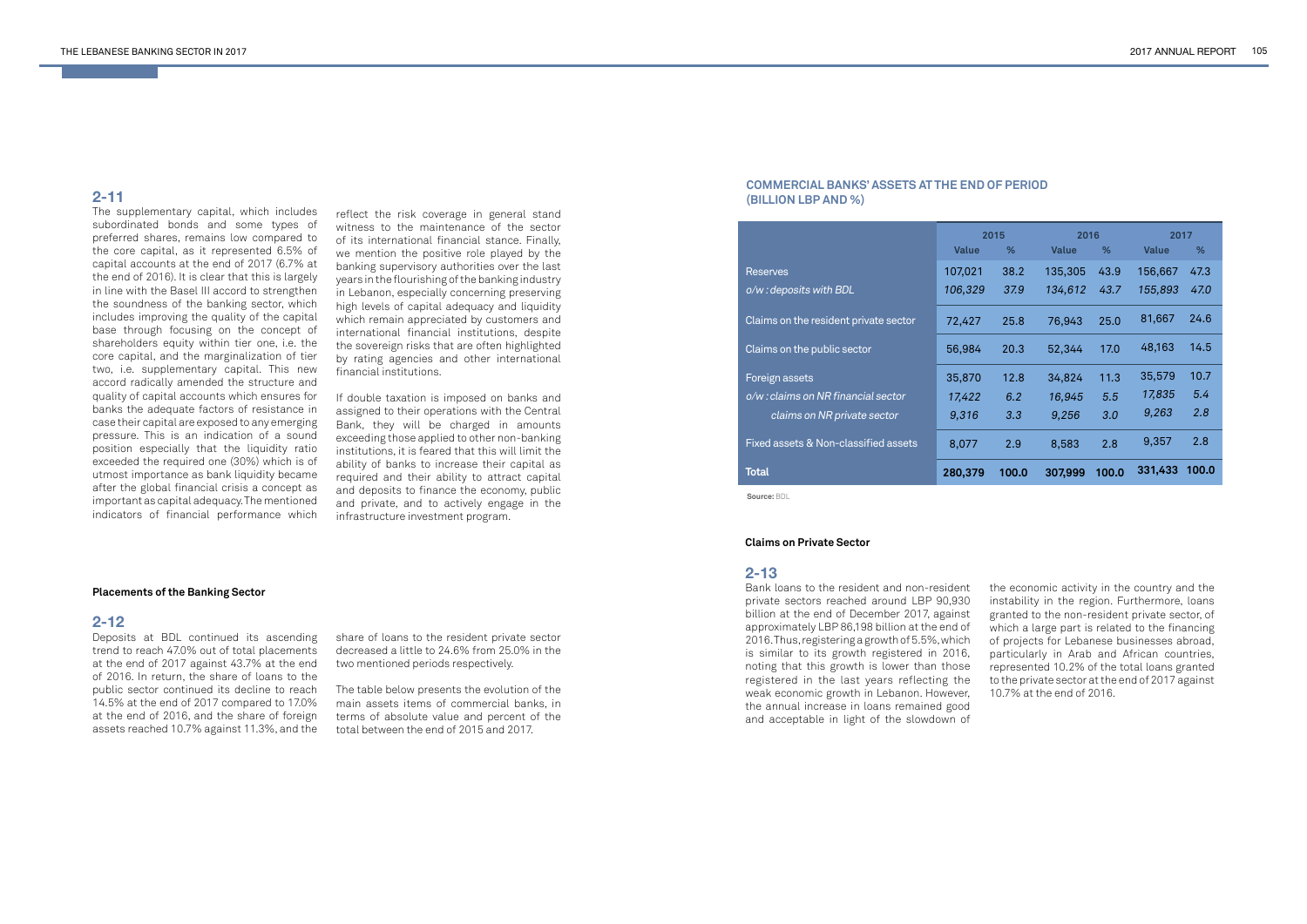## 2-11

The supplementary capital, which includes subordinated bonds and some types of preferred shares, remains low compared to the core capital, as it represented 6.5% of capital accounts at the end of 2017 (6.7% at the end of 2016). It is clear that this is largely in line with the Basel III accord to strengthen the soundness of the banking sector, which includes improving the quality of the capital base through focusing on the concept of shareholders equity within tier one, i.e. the core capital, and the marginalization of tier two, i.e. supplementary capital. This new accord radically amended the structure and quality of capital accounts which ensures for banks the adequate factors of resistance in case their capital are exposed to any emerging pressure. This is an indication of a sound position especially that the liquidity ratio exceeded the required one (30%) which is of utmost importance as bank liquidity became after the global financial crisis a concept as important as capital adequacy. The mentioned indicators of financial performance which reflect the risk coverage in general stand witness to the maintenance of the sector of its international financial stance. Finally, we mention the positive role played by the banking supervisory authorities over the last years in the flourishing of the banking industry in Lebanon, especially concerning preserving high levels of capital adequacy and liquidity which remain appreciated by customers and international financial institutions, despite the sovereign risks that are often highlighted by rating agencies and other international financial institutions.

If double taxation is imposed on banks and assigned to their operations with the Central Bank, they will be charged in amounts exceeding those applied to other non-banking institutions, it is feared that this will limit the ability of banks to increase their capital as required and their ability to attract capital and deposits to finance the economy, public and private, and to actively engage in the infrastructure investment program.

### Placements of the Banking Sector

## 2-12

Deposits at BDL continued its ascending trend to reach 47.0% out of total placements at the end of 2017 against 43.7% at the end of 2016. In return, the share of loans to the public sector continued its decline to reach 14.5% at the end of 2017 compared to 17.0% at the end of 2016, and the share of foreign assets reached 10.7% against 11.3%, and the share of loans to the resident private sector decreased a little to 24.6% from 25.0% in the two mentioned periods respectively.

The table below presents the evolution of the main assets items of commercial banks, in terms of absolute value and percent of the total between the end of 2015 and 2017.

**COMMERCIAL BANKS' ASSETS AT THE END OF PERIOD (BILLION LBP AND %)**

| | 2015 | | 2016 | | 2017 | |
|---|---|---|---|---|---|---|
| | Value | % | Value | % | Value | % |
| Reserves | 107,021 | 38.2 | 135,305 | 43.9 | 156,667 | 47.3 |
| *o/w : deposits with BDL* | *106,329* | *37.9* | *134,612* | *43.7* | *155,893* | *47.0* |
| Claims on the resident private sector | 72,427 | 25.8 | 76,943 | 25.0 | 81,667 | 24.6 |
| Claims on the public sector | 56,984 | 20.3 | 52,344 | 17.0 | 48,163 | 14.5 |
| Foreign assets | 35,870 | 12.8 | 34,824 | 11.3 | 35,579 | 10.7 |
| *o/w : claims on NR financial sector* | *17,422* | *6.2* | *16,945* | *5.5* | *17,835* | *5.4* |
| *claims on NR private sector* | *9,316* | *3.3* | *9,256* | *3.0* | *9,263* | *2.8* |
| Fixed assets & Non-classified assets | 8,077 | 2.9 | 8,583 | 2.8 | 9,357 | 2.8 |
| **Total** | **280,379** | **100.0** | **307,999** | **100.0** | **331,433** | **100.0** |

**Source:** BDL

### Claims on Private Sector

## 2-13

Bank loans to the resident and non-resident private sectors reached around LBP 90,930 billion at the end of December 2017, against approximately LBP 86,198 billion at the end of 2016. Thus, registering a growth of 5.5%, which is similar to its growth registered in 2016, noting that this growth is lower than those registered in the last years reflecting the weak economic growth in Lebanon. However, the annual increase in loans remained good and acceptable in light of the slowdown of the economic activity in the country and the instability in the region. Furthermore, loans granted to the non-resident private sector, of which a large part is related to the financing of projects for Lebanese businesses abroad, particularly in Arab and African countries, represented 10.2% of the total loans granted to the private sector at the end of 2017 against 10.7% at the end of 2016.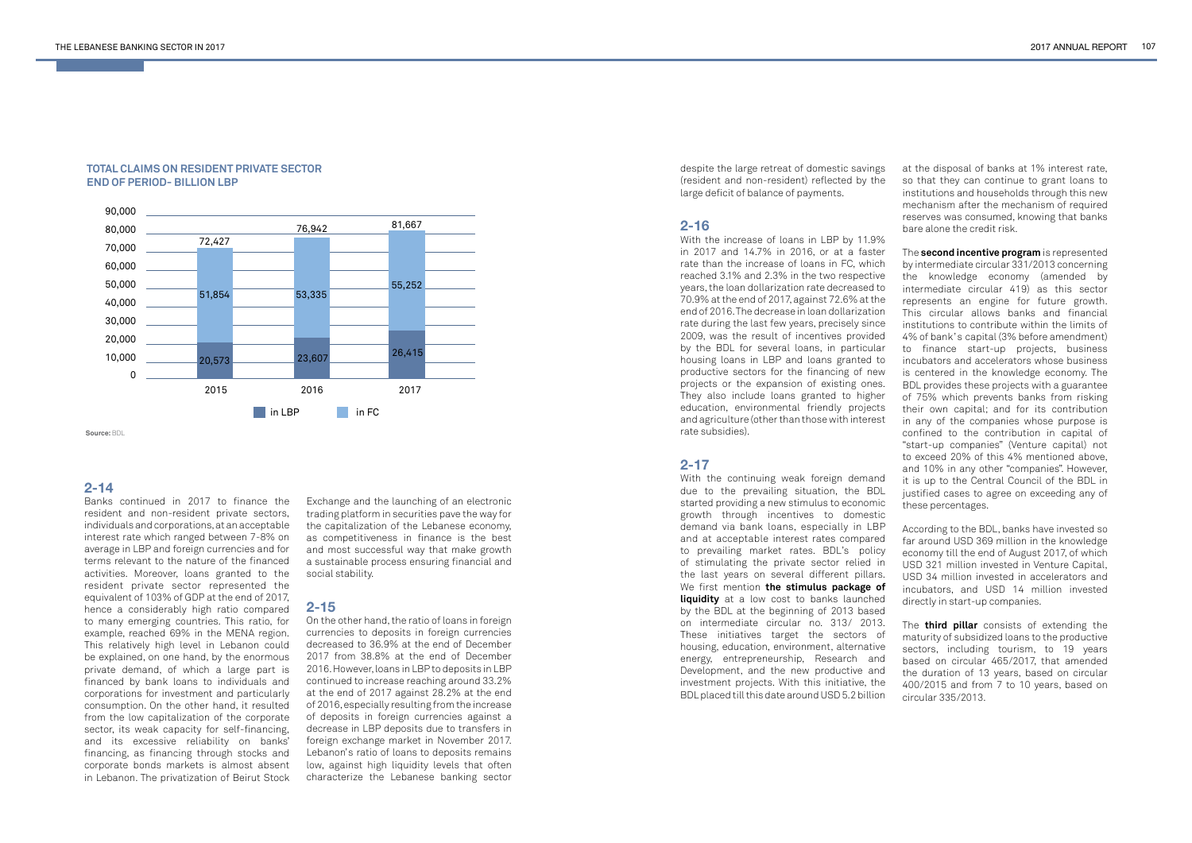**TOTAL CLAIMS ON RESIDENT PRIVATE SECTOR END OF PERIOD- BILLION LBP**

| | 2015 | 2016 | 2017 |
|---|---|---|---|
| in LBP | 20,573 | 23,607 | 26,415 |
| in FC | 51,854 | 53,335 | 55,252 |
| Total | 72,427 | 76,942 | 81,667 |

**Source:** BDL

## 2-14

Banks continued in 2017 to finance the resident and non-resident private sectors, individuals and corporations, at an acceptable interest rate which ranged between 7-8% on average in LBP and foreign currencies and for terms relevant to the nature of the financed activities. Moreover, loans granted to the resident private sector represented the equivalent of 103% of GDP at the end of 2017, hence a considerably high ratio compared to many emerging countries. This ratio, for example, reached 69% in the MENA region. This relatively high level in Lebanon could be explained, on one hand, by the enormous private demand, of which a large part is financed by bank loans to individuals and corporations for investment and particularly consumption. On the other hand, it resulted from the low capitalization of the corporate sector, its weak capacity for self-financing, and its excessive reliability on banks' financing, as financing through stocks and corporate bonds markets is almost absent in Lebanon. The privatization of Beirut Stock Exchange and the launching of an electronic trading platform in securities pave the way for the capitalization of the Lebanese economy, as competitiveness in finance is the best and most successful way that make growth a sustainable process ensuring financial and social stability.

## 2-15

On the other hand, the ratio of loans in foreign currencies to deposits in foreign currencies decreased to 36.9% at the end of December 2017 from 38.8% at the end of December 2016. However, loans in LBP to deposits in LBP continued to increase reaching around 33.2% at the end of 2017 against 28.2% at the end of 2016, especially resulting from the increase of deposits in foreign currencies against a decrease in LBP deposits due to transfers in foreign exchange market in November 2017. Lebanon's ratio of loans to deposits remains low, against high liquidity levels that often characterize the Lebanese banking sector despite the large retreat of domestic savings (resident and non-resident) reflected by the large deficit of balance of payments.

## 2-16

With the increase of loans in LBP by 11.9% in 2017 and 14.7% in 2016, or at a faster rate than the increase of loans in FC, which reached 3.1% and 2.3% in the two respective years, the loan dollarization rate decreased to 70.9% at the end of 2017, against 72.6% at the end of 2016. The decrease in loan dollarization rate during the last few years, precisely since 2009, was the result of incentives provided by the BDL for several loans, in particular housing loans in LBP and loans granted to productive sectors for the financing of new projects or the expansion of existing ones. They also include loans granted to higher education, environmental friendly projects and agriculture (other than those with interest rate subsidies).

## 2-17

With the continuing weak foreign demand due to the prevailing situation, the BDL started providing a new stimulus to economic growth through incentives to domestic demand via bank loans, especially in LBP and at acceptable interest rates compared to prevailing market rates. BDL's policy of stimulating the private sector relied in the last years on several different pillars. We first mention **the stimulus package of liquidity** at a low cost to banks launched by the BDL at the beginning of 2013 based on intermediate circular no. 313/ 2013. These initiatives target the sectors of housing, education, environment, alternative energy, entrepreneurship, Research and Development, and the new productive and investment projects. With this initiative, the BDL placed till this date around USD 5.2 billion at the disposal of banks at 1% interest rate, so that they can continue to grant loans to institutions and households through this new mechanism after the mechanism of required reserves was consumed, knowing that banks bare alone the credit risk.

The **second incentive program** is represented by intermediate circular 331/2013 concerning the knowledge economy (amended by intermediate circular 419) as this sector represents an engine for future growth. This circular allows banks and financial institutions to contribute within the limits of 4% of bank's capital (3% before amendment) to finance start-up projects, business incubators and accelerators whose business is centered in the knowledge economy. The BDL provides these projects with a guarantee of 75% which prevents banks from risking their own capital; and for its contribution in any of the companies whose purpose is confined to the contribution in capital of "start-up companies" (Venture capital) not to exceed 20% of this 4% mentioned above, and 10% in any other "companies". However, it is up to the Central Council of the BDL in justified cases to agree on exceeding any of these percentages.

According to the BDL, banks have invested so far around USD 369 million in the knowledge economy till the end of August 2017, of which USD 321 million invested in Venture Capital, USD 34 million invested in accelerators and incubators, and USD 14 million invested directly in start-up companies.

The **third pillar** consists of extending the maturity of subsidized loans to the productive sectors, including tourism, to 19 years based on circular 465/2017, that amended the duration of 13 years, based on circular 400/2015 and from 7 to 10 years, based on circular 335/2013.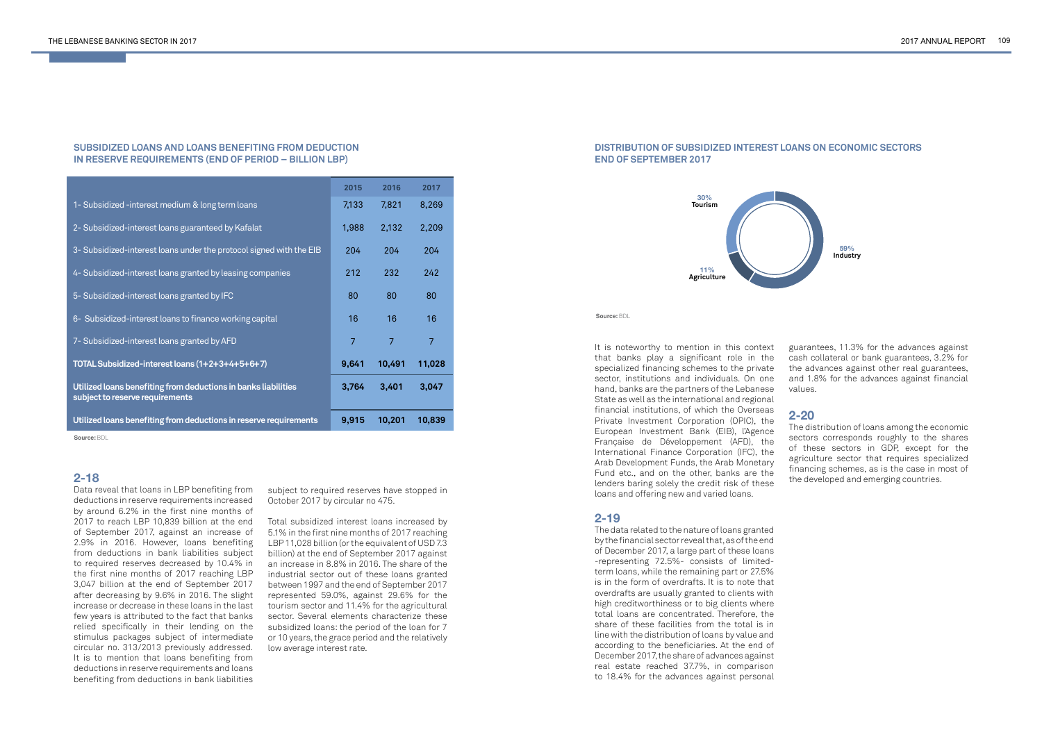### SUBSIDIZED LOANS AND LOANS BENEFITING FROM DEDUCTION IN RESERVE REQUIREMENTS (END OF PERIOD – BILLION LBP)

| | 2015 | 2016 | 2017 |
|---|---|---|---|
| 1- Subsidized -interest medium & long term loans | 7,133 | 7,821 | 8,269 |
| 2- Subsidized-interest loans guaranteed by Kafalat | 1,988 | 2,132 | 2,209 |
| 3- Subsidized-interest loans under the protocol signed with the EIB | 204 | 204 | 204 |
| 4- Subsidized-interest loans granted by leasing companies | 212 | 232 | 242 |
| 5- Subsidized-interest loans granted by IFC | 80 | 80 | 80 |
| 6- Subsidized-interest loans to finance working capital | 16 | 16 | 16 |
| 7- Subsidized-interest loans granted by AFD | 7 | 7 | 7 |
| **TOTAL Subsidized-interest loans (1+2+3+4+5+6+7)** | **9,641** | **10,491** | **11,028** |
| **Utilized loans benefiting from deductions in banks liabilities subject to reserve requirements** | **3,764** | **3,401** | **3,047** |
| **Utilized loans benefiting from deductions in reserve requirements** | **9,915** | **10,201** | **10,839** |

**Source:** BDL

## 2-18

Data reveal that loans in LBP benefiting from deductions in reserve requirements increased by around 6.2% in the first nine months of 2017 to reach LBP 10,839 billion at the end of September 2017, against an increase of 2.9% in 2016. However, loans benefiting from deductions in bank liabilities subject to required reserves decreased by 10.4% in the first nine months of 2017 reaching LBP 3,047 billion at the end of September 2017 after decreasing by 9.6% in 2016. The slight increase or decrease in these loans in the last few years is attributed to the fact that banks relied specifically in their lending on the stimulus packages subject of intermediate circular no. 313/2013 previously addressed. It is to mention that loans benefiting from deductions in reserve requirements and loans benefiting from deductions in bank liabilities subject to required reserves have stopped in October 2017 by circular no 475.

Total subsidized interest loans increased by 5.1% in the first nine months of 2017 reaching LBP 11,028 billion (or the equivalent of USD 7.3 billion) at the end of September 2017 against an increase in 8.8% in 2016. The share of the industrial sector out of these loans granted between 1997 and the end of September 2017 represented 59.0%, against 29.6% for the tourism sector and 11.4% for the agricultural sector. Several elements characterize these subsidized loans: the period of the loan for 7 or 10 years, the grace period and the relatively low average interest rate.

### DISTRIBUTION OF SUBSIDIZED INTEREST LOANS ON ECONOMIC SECTORS END OF SEPTEMBER 2017

| Sector | Share |
|---|---|
| Industry | 59% |
| Tourism | 30% |
| Agriculture | 11% |

**Source:** BDL

It is noteworthy to mention in this context that banks play a significant role in the specialized financing schemes to the private sector, institutions and individuals. On one hand, banks are the partners of the Lebanese State as well as the international and regional financial institutions, of which the Overseas Private Investment Corporation (OPIC), the European Investment Bank (EIB), l'Agence Française de Développement (AFD), the International Finance Corporation (IFC), the Arab Development Funds, the Arab Monetary Fund etc., and on the other, banks are the lenders baring solely the credit risk of these loans and offering new and varied loans.

## 2-19

The data related to the nature of loans granted by the financial sector reveal that, as of the end of December 2017, a large part of these loans -representing 72.5%- consists of limited-term loans, while the remaining part or 27.5% is in the form of overdrafts. It is to note that overdrafts are usually granted to clients with high creditworthiness or to big clients where total loans are concentrated. Therefore, the share of these facilities from the total is in line with the distribution of loans by value and according to the beneficiaries. At the end of December 2017, the share of advances against real estate reached 37.7%, in comparison to 18.4% for the advances against personal guarantees, 11.3% for the advances against cash collateral or bank guarantees, 3.2% for the advances against other real guarantees, and 1.8% for the advances against financial values.

## 2-20

The distribution of loans among the economic sectors corresponds roughly to the shares of these sectors in GDP, except for the agriculture sector that requires specialized financing schemes, as is the case in most of the developed and emerging countries.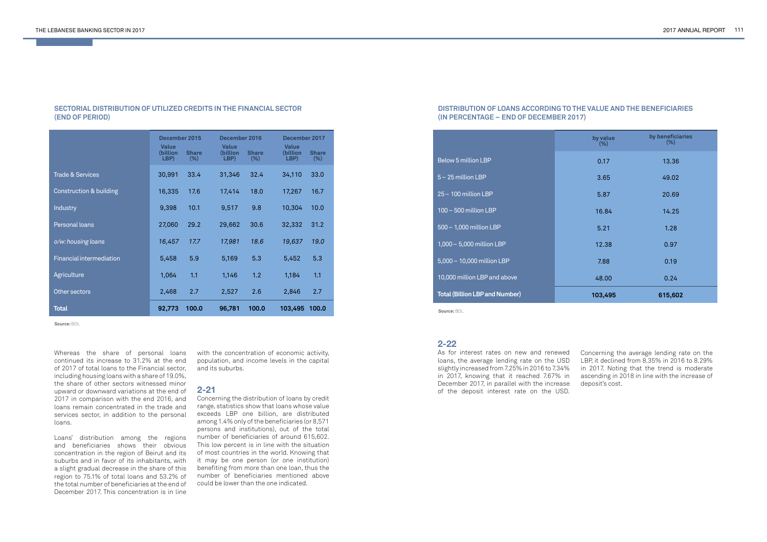### SECTORIAL DISTRIBUTION OF UTILIZED CREDITS IN THE FINANCIAL SECTOR (END OF PERIOD)

| | December 2015 | | December 2016 | | December 2017 | |
|---|---|---|---|---|---|---|
| | Value (billion LBP) | Share (%) | Value (billion LBP) | Share (%) | Value (billion LBP) | Share (%) |
| Trade & Services | 30,991 | 33.4 | 31,346 | 32.4 | 34,110 | 33.0 |
| Construction & building | 16,335 | 17.6 | 17,414 | 18.0 | 17,267 | 16.7 |
| Industry | 9,398 | 10.1 | 9,517 | 9.8 | 10,304 | 10.0 |
| Personal loans | 27,060 | 29.2 | 29,662 | 30.6 | 32,332 | 31.2 |
| *o/w: housing loans* | *16,457* | *17.7* | *17,981* | *18.6* | *19,637* | *19.0* |
| Financial intermediation | 5,458 | 5.9 | 5,169 | 5.3 | 5,452 | 5.3 |
| Agriculture | 1,064 | 1.1 | 1,146 | 1.2 | 1,184 | 1.1 |
| Other sectors | 2,468 | 2.7 | 2,527 | 2.6 | 2,846 | 2.7 |
| **Total** | **92,773** | **100.0** | **96,781** | **100.0** | **103,495** | **100.0** |

**Source:** BDL

Whereas the share of personal loans continued its increase to 31.2% at the end of 2017 of total loans to the Financial sector, including housing loans with a share of 19.0%, the share of other sectors witnessed minor upward or downward variations at the end of 2017 in comparison with the end 2016, and loans remain concentrated in the trade and services sector, in addition to the personal loans.

Loans' distribution among the regions and beneficiaries shows their obvious concentration in the region of Beirut and its suburbs and in favor of its inhabitants, with a slight gradual decrease in the share of this region to 75.1% of total loans and 53.2% of the total number of beneficiaries at the end of December 2017. This concentration is in line with the concentration of economic activity, population, and income levels in the capital and its suburbs.

## 2-21

Concerning the distribution of loans by credit range, statistics show that loans whose value exceeds LBP one billion, are distributed among 1.4% only of the beneficiaries (or 8,571 persons and institutions), out of the total number of beneficiaries of around 615,602. This low percent is in line with the situation of most countries in the world. Knowing that it may be one person (or one institution) benefiting from more than one loan, thus the number of beneficiaries mentioned above could be lower than the one indicated.

### DISTRIBUTION OF LOANS ACCORDING TO THE VALUE AND THE BENEFICIARIES (IN PERCENTAGE – END OF DECEMBER 2017)

| | by value (%) | by beneficiaries (%) |
|---|---|---|
| Below 5 million LBP | 0.17 | 13.36 |
| 5 – 25 million LBP | 3.65 | 49.02 |
| 25 – 100 million LBP | 5.87 | 20.69 |
| 100 – 500 million LBP | 16.84 | 14.25 |
| 500 – 1,000 million LBP | 5.21 | 1.28 |
| 1,000 – 5,000 million LBP | 12.38 | 0.97 |
| 5,000 – 10,000 million LBP | 7.88 | 0.19 |
| 10,000 million LBP and above | 48.00 | 0.24 |
| **Total (Billion LBP and Number)** | **103,495** | **615,602** |

**Source:** BDL

## 2-22

As for interest rates on new and renewed loans, the average lending rate on the USD slightly increased from 7.25% in 2016 to 7.34% in 2017, knowing that it reached 7.67% in December 2017, in parallel with the increase of the deposit interest rate on the USD.

Concerning the average lending rate on the LBP, it declined from 8.35% in 2016 to 8.29% in 2017. Noting that the trend is moderate ascending in 2018 in line with the increase of deposit's cost.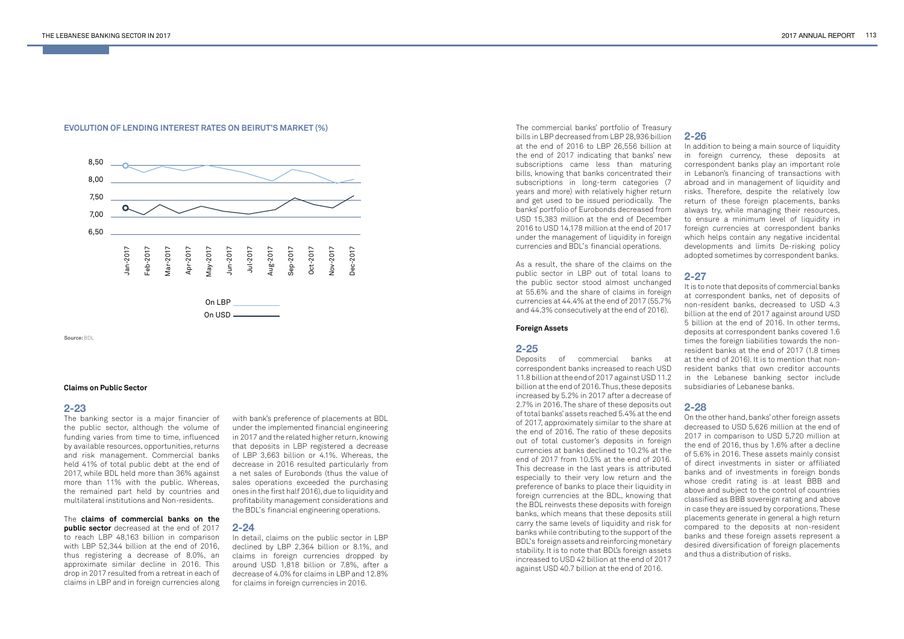### EVOLUTION OF LENDING INTEREST RATES ON BEIRUT'S MARKET (%)

Source: BDL

### Claims on Public Sector

## 2-23

The banking sector is a major financier of the public sector, although the volume of funding varies from time to time, influenced by available resources, opportunities, returns and risk management. Commercial banks held 41% of total public debt at the end of 2017, while BDL held more than 36% against more than 11% with the public. Whereas, the remained part held by countries and multilateral institutions and Non-residents.

The **claims of commercial banks on the public sector** decreased at the end of 2017 to reach LBP 48,163 billion in comparison with LBP 52,344 billion at the end of 2016, thus registering a decrease of 8.0%, an approximate similar decline in 2016. This drop in 2017 resulted from a retreat in each of claims in LBP and in foreign currencies along with bank's preference of placements at BDL under the implemented financial engineering in 2017 and the related higher return, knowing that deposits in LBP registered a decrease of LBP 3,663 billion or 4.1%. Whereas, the decrease in 2016 resulted particularly from a net sales of Eurobonds (thus the value of sales operations exceeded the purchasing ones in the first half 2016), due to liquidity and profitability management considerations and the BDL's financial engineering operations.

## 2-24

In detail, claims on the public sector in LBP declined by LBP 2,364 billion or 8.1%, and claims in foreign currencies dropped by around USD 1,818 billion or 7.8%, after a decrease of 4.0% for claims in LBP and 12.8% for claims in foreign currencies in 2016.

The commercial banks' portfolio of Treasury bills in LBP decreased from LBP 28,936 billion at the end of 2016 to LBP 26,556 billion at the end of 2017 indicating that banks' new subscriptions came less than maturing bills, knowing that banks concentrated their subscriptions in long-term categories (7 years and more) with relatively higher return and get used to be issued periodically. The banks' portfolio of Eurobonds decreased from USD 15,383 million at the end of December 2016 to USD 14,178 million at the end of 2017 under the management of liquidity in foreign currencies and BDL's financial operations.

As a result, the share of the claims on the public sector in LBP out of total loans to the public sector stood almost unchanged at 55.6% and the share of claims in foreign currencies at 44.4% at the end of 2017 (55.7% and 44.3% consecutively at the end of 2016).

### Foreign Assets

## 2-25

Deposits of commercial banks at correspondent banks increased to reach USD 11.8 billion at the end of 2017 against USD 11.2 billion at the end of 2016. Thus, these deposits increased by 5.2% in 2017 after a decrease of 2.7% in 2016. The share of these deposits out of total banks' assets reached 5.4% at the end of 2017, approximately similar to the share at the end of 2016. The ratio of these deposits out of total customer's deposits in foreign currencies at banks declined to 10.2% at the end of 2017 from 10.5% at the end of 2016. This decrease in the last years is attributed especially to their very low return and the preference of banks to place their liquidity in foreign currencies at the BDL, knowing that the BDL reinvests these deposits with foreign banks, which means that these deposits still carry the same levels of liquidity and risk for banks while contributing to the support of the BDL's foreign assets and reinforcing monetary stability. It is to note that BDL's foreign assets increased to USD 42 billion at the end of 2017 against USD 40.7 billion at the end of 2016.

## 2-26

In addition to being a main source of liquidity in foreign currency, these deposits at correspondent banks play an important role in Lebanon's financing of transactions with abroad and in management of liquidity and risks. Therefore, despite the relatively low return of these foreign placements, banks always try, while managing their resources, to ensure a minimum level of liquidity in foreign currencies at correspondent banks which helps contain any negative incidental developments and limits De-risking policy adopted sometimes by correspondent banks.

## 2-27

It is to note that deposits of commercial banks at correspondent banks, net of deposits of non-resident banks, decreased to USD 4.3 billion at the end of 2017 against around USD 5 billion at the end of 2016. In other terms, deposits at correspondent banks covered 1.6 times the foreign liabilities towards the non-resident banks at the end of 2017 (1.8 times at the end of 2016). It is to mention that non-resident banks that own creditor accounts in the Lebanese banking sector include subsidiaries of Lebanese banks.

## 2-28

On the other hand, banks' other foreign assets decreased to USD 5,626 million at the end of 2017 in comparison to USD 5,720 million at the end of 2016, thus by 1.6% after a decline of 5.6% in 2016. These assets mainly consist of direct investments in sister or affiliated banks and of investments in foreign bonds whose credit rating is at least BBB and above and subject to the control of countries classified as BBB sovereign rating and above in case they are issued by corporations. These placements generate in general a high return compared to the deposits at non-resident banks and these foreign assets represent a desired diversification of foreign placements and thus a distribution of risks.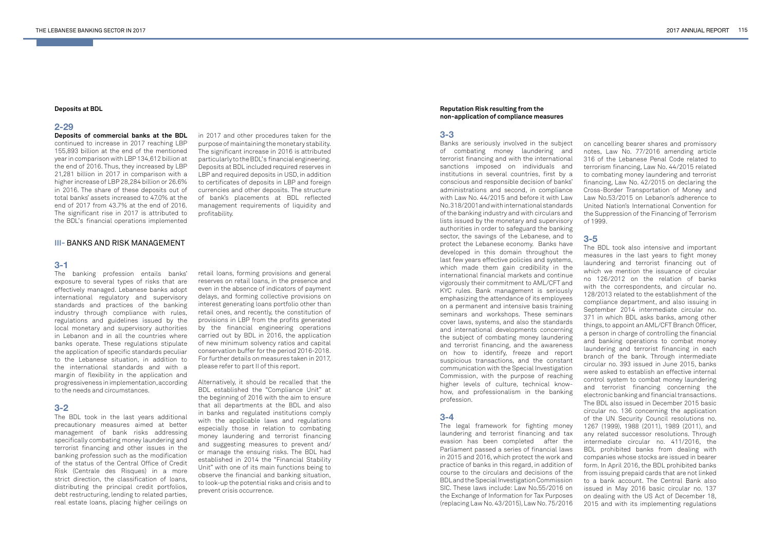**Deposits at BDL**

## 2-29

**Deposits of commercial banks at the BDL** continued to increase in 2017 reaching LBP 155,893 billion at the end of the mentioned year in comparison with LBP 134,612 billion at the end of 2016. Thus, they increased by LBP 21,281 billion in 2017 in comparison with a higher increase of LBP 28,284 billion or 26.6% in 2016. The share of these deposits out of total banks' assets increased to 47.0% at the end of 2017 from 43.7% at the end of 2016. The significant rise in 2017 is attributed to the BDL's financial operations implemented in 2017 and other procedures taken for the purpose of maintaining the monetary stability. The significant increase in 2016 is attributed particularly to the BDL's financial engineering. Deposits at BDL included required reserves in LBP and required deposits in USD, in addition to certificates of deposits in LBP and foreign currencies and other deposits. The structure of bank's placements at BDL reflected management requirements of liquidity and profitability.

# III- BANKS AND RISK MANAGEMENT

## 3-1

The banking profession entails banks' exposure to several types of risks that are effectively managed. Lebanese banks adopt international regulatory and supervisory standards and practices of the banking industry through compliance with rules, regulations and guidelines issued by the local monetary and supervisory authorities in Lebanon and in all the countries where banks operate. These regulations stipulate the application of specific standards peculiar to the Lebanese situation, in addition to the international standards and with a margin of flexibility in the application and progressiveness in implementation, according to the needs and circumstances.

## 3-2

The BDL took in the last years additional precautionary measures aimed at better management of bank risks addressing specifically combating money laundering and terrorist financing and other issues in the banking profession such as the modification of the status of the Central Office of Credit Risk (Centrale des Risques) in a more strict direction, the classification of loans, distributing the principal credit portfolios, debt restructuring, lending to related parties, real estate loans, placing higher ceilings on retail loans, forming provisions and general reserves on retail loans, in the presence and even in the absence of indicators of payment delays, and forming collective provisions on interest generating loans portfolio other than retail ones, and recently, the constitution of provisions in LBP from the profits generated by the financial engineering operations carried out by BDL in 2016, the application of new minimum solvency ratios and capital conservation buffer for the period 2016-2018. For further details on measures taken in 2017, please refer to part II of this report.

Alternatively, it should be recalled that the BDL established the "Compliance Unit" at the beginning of 2016 with the aim to ensure that all departments at the BDL and also in banks and regulated institutions comply with the applicable laws and regulations especially those in relation to combating money laundering and terrorist financing and suggesting measures to prevent and/or manage the ensuing risks. The BDL had established in 2014 the "Financial Stability Unit" with one of its main functions being to observe the financial and banking situation, to look-up the potential risks and crisis and to prevent crisis occurrence.

**Reputation Risk resulting from the non-application of compliance measures**

## 3-3

Banks are seriously involved in the subject of combating money laundering and terrorist financing and with the international sanctions imposed on individuals and institutions in several countries, first by a conscious and responsible decision of banks' administrations and second, in compliance with Law No. 44/2015 and before it with Law No.318/2001 and with international standards of the banking industry and with circulars and lists issued by the monetary and supervisory authorities in order to safeguard the banking sector, the savings of the Lebanese, and to protect the Lebanese economy. Banks have developed in this domain throughout the last few years effective policies and systems, which made them gain credibility in the international financial markets and continue vigorously their commitment to AML/CFT and KYC rules. Bank management is seriously emphasizing the attendance of its employees on a permanent and intensive basis training seminars and workshops. These seminars cover laws, systems, and also the standards and international developments concerning the subject of combating money laundering and terrorist financing, and the awareness on how to identify, freeze and report suspicious transactions, and the constant communication with the Special Investigation Commission, with the purpose of reaching higher levels of culture, technical know-how, and professionalism in the banking profession.

## 3-4

The legal framework for fighting money laundering and terrorist financing and tax evasion has been completed after the Parliament passed a series of financial laws in 2015 and 2016, which protect the work and practice of banks in this regard, in addition of course to the circulars and decisions of the BDL and the Special Investigation Commission SIC. These laws include: Law No.55/2016 on the Exchange of Information for Tax Purposes (replacing Law No. 43/2015), Law No. 75/2016 on cancelling bearer shares and promissory notes, Law No. 77/2016 amending article 316 of the Lebanese Penal Code related to terrorism financing, Law No. 44/2015 related to combating money laundering and terrorist financing, Law No. 42/2015 on declaring the Cross-Border Transportation of Money and Law No.53/2015 on Lebanon's adherence to United Nation's International Convention for the Suppression of the Financing of Terrorism of 1999.

## 3-5

The BDL took also intensive and important measures in the last years to fight money laundering and terrorist financing out of which we mention the issuance of circular no 126/2012 on the relation of banks with the correspondents, and circular no. 128/2013 related to the establishment of the compliance department, and also issuing in September 2014 intermediate circular no. 371 in which BDL asks banks, among other things, to appoint an AML/CFT Branch Officer, a person in charge of controlling the financial and banking operations to combat money laundering and terrorist financing in each branch of the bank. Through intermediate circular no. 393 issued in June 2015, banks were asked to establish an effective internal control system to combat money laundering and terrorist financing concerning the electronic banking and financial transactions. The BDL also issued in December 2015 basic circular no. 136 concerning the application of the UN Security Council resolutions no. 1267 (1999), 1988 (2011), 1989 (2011), and any related successor resolutions. Through intermediate circular no. 411/2016, the BDL prohibited banks from dealing with companies whose stocks are issued in bearer form. In April 2016, the BDL prohibited banks from issuing prepaid cards that are not linked to a bank account. The Central Bank also issued in May 2016 basic circular no. 137 on dealing with the US Act of December 18, 2015 and with its implementing regulations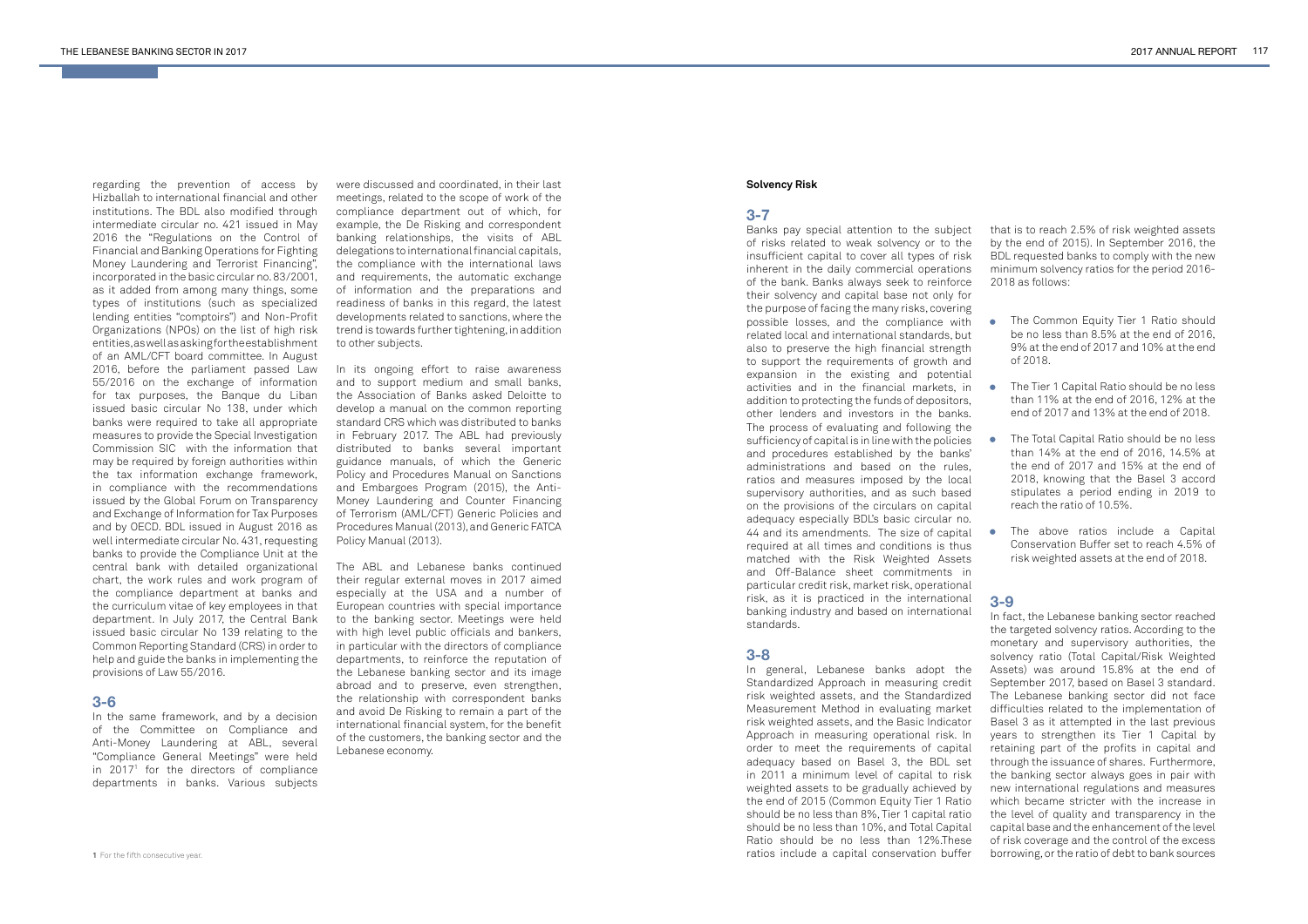regarding the prevention of access by Hizballah to international financial and other institutions. The BDL also modified through intermediate circular no. 421 issued in May 2016 the "Regulations on the Control of Financial and Banking Operations for Fighting Money Laundering and Terrorist Financing", incorporated in the basic circular no. 83/2001, as it added from among many things, some types of institutions (such as specialized lending entities "comptoirs") and Non-Profit Organizations (NPOs) on the list of high risk entities, as well as asking for the establishment of an AML/CFT board committee. In August 2016, before the parliament passed Law 55/2016 on the exchange of information for tax purposes, the Banque du Liban issued basic circular No 138, under which banks were required to take all appropriate measures to provide the Special Investigation Commission SIC with the information that may be required by foreign authorities within the tax information exchange framework, in compliance with the recommendations issued by the Global Forum on Transparency and Exchange of Information for Tax Purposes and by OECD. BDL issued in August 2016 as well intermediate circular No. 431, requesting banks to provide the Compliance Unit at the central bank with detailed organizational chart, the work rules and work program of the compliance department at banks and the curriculum vitae of key employees in that department. In July 2017, the Central Bank issued basic circular No 139 relating to the Common Reporting Standard (CRS) in order to help and guide the banks in implementing the provisions of Law 55/2016.

## 3-6

In the same framework, and by a decision of the Committee on Compliance and Anti-Money Laundering at ABL, several "Compliance General Meetings" were held in 2017[1] for the directors of compliance departments in banks. Various subjects were discussed and coordinated, in their last meetings, related to the scope of work of the compliance department out of which, for example, the De Risking and correspondent banking relationships, the visits of ABL delegations to international financial capitals, the compliance with the international laws and requirements, the automatic exchange of information and the preparations and readiness of banks in this regard, the latest developments related to sanctions, where the trend is towards further tightening, in addition to other subjects.

In its ongoing effort to raise awareness and to support medium and small banks, the Association of Banks asked Deloitte to develop a manual on the common reporting standard CRS which was distributed to banks in February 2017. The ABL had previously distributed to banks several important guidance manuals, of which the Generic Policy and Procedures Manual on Sanctions and Embargoes Program (2015), the Anti-Money Laundering and Counter Financing of Terrorism (AML/CFT) Generic Policies and Procedures Manual (2013), and Generic FATCA Policy Manual (2013).

The ABL and Lebanese banks continued their regular external moves in 2017 aimed especially at the USA and a number of European countries with special importance to the banking sector. Meetings were held with high level public officials and bankers, in particular with the directors of compliance departments, to reinforce the reputation of the Lebanese banking sector and its image abroad and to preserve, even strengthen, the relationship with correspondent banks and avoid De Risking to remain a part of the international financial system, for the benefit of the customers, the banking sector and the Lebanese economy.

**Solvency Risk**

## 3-7

Banks pay special attention to the subject of risks related to weak solvency or to the insufficient capital to cover all types of risk inherent in the daily commercial operations of the bank. Banks always seek to reinforce their solvency and capital base not only for the purpose of facing the many risks, covering possible losses, and the compliance with related local and international standards, but also to preserve the high financial strength to support the requirements of growth and expansion in the existing and potential activities and in the financial markets, in addition to protecting the funds of depositors, other lenders and investors in the banks. The process of evaluating and following the sufficiency of capital is in line with the policies and procedures established by the banks' administrations and based on the rules, ratios and measures imposed by the local supervisory authorities, and as such based on the provisions of the circulars on capital adequacy especially BDL's basic circular no. 44 and its amendments. The size of capital required at all times and conditions is thus matched with the Risk Weighted Assets and Off-Balance sheet commitments in particular credit risk, market risk, operational risk, as it is practiced in the international banking industry and based on international standards.

## 3-8

In general, Lebanese banks adopt the Standardized Approach in measuring credit risk weighted assets, and the Standardized Measurement Method in evaluating market risk weighted assets, and the Basic Indicator Approach in measuring operational risk. In order to meet the requirements of capital adequacy based on Basel 3, the BDL set in 2011 a minimum level of capital to risk weighted assets to be gradually achieved by the end of 2015 (Common Equity Tier 1 Ratio should be no less than 8%, Tier 1 capital ratio should be no less than 10%, and Total Capital Ratio should be no less than 12%.These ratios include a capital conservation buffer that is to reach 2.5% of risk weighted assets by the end of 2015). In September 2016, the BDL requested banks to comply with the new minimum solvency ratios for the period 2016-2018 as follows:

- The Common Equity Tier 1 Ratio should be no less than 8.5% at the end of 2016, 9% at the end of 2017 and 10% at the end of 2018.
- The Tier 1 Capital Ratio should be no less than 11% at the end of 2016, 12% at the end of 2017 and 13% at the end of 2018.
- The Total Capital Ratio should be no less than 14% at the end of 2016, 14.5% at the end of 2017 and 15% at the end of 2018, knowing that the Basel 3 accord stipulates a period ending in 2019 to reach the ratio of 10.5%.
- The above ratios include a Capital Conservation Buffer set to reach 4.5% of risk weighted assets at the end of 2018.

## 3-9

In fact, the Lebanese banking sector reached the targeted solvency ratios. According to the monetary and supervisory authorities, the solvency ratio (Total Capital/Risk Weighted Assets) was around 15.8% at the end of September 2017, based on Basel 3 standard. The Lebanese banking sector did not face difficulties related to the implementation of Basel 3 as it attempted in the last previous years to strengthen its Tier 1 Capital by retaining part of the profits in capital and through the issuance of shares. Furthermore, the banking sector always goes in pair with new international regulations and measures which became stricter with the increase in the level of quality and transparency in the capital base and the enhancement of the level of risk coverage and the control of the excess borrowing, or the ratio of debt to bank sources

[1] For the fifth consecutive year.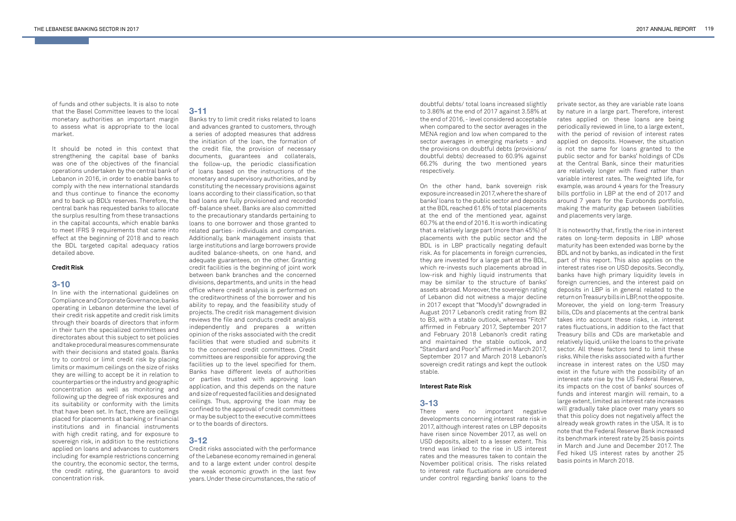of funds and other subjects. It is also to note that the Basel Committee leaves to the local monetary authorities an important margin to assess what is appropriate to the local market.

It should be noted in this context that strengthening the capital base of banks was one of the objectives of the financial operations undertaken by the central bank of Lebanon in 2016, in order to enable banks to comply with the new international standards and thus continue to finance the economy and to back up BDL's reserves. Therefore, the central bank has requested banks to allocate the surplus resulting from these transactions in the capital accounts, which enable banks to meet IFRS 9 requirements that came into effect at the beginning of 2018 and to reach the BDL targeted capital adequacy ratios detailed above.

**Credit Risk**

## 3-10

In line with the international guidelines on Compliance and Corporate Governance, banks operating in Lebanon determine the level of their credit risk appetite and credit risk limits through their boards of directors that inform in their turn the specialized committees and directorates about this subject to set policies and take procedural measures commensurate with their decisions and stated goals. Banks try to control or limit credit risk by placing limits or maximum ceilings on the size of risks they are willing to accept be it in relation to counterparties or the industry and geographic concentration as well as monitoring and following up the degree of risk exposures and its suitability or conformity with the limits that have been set. In fact, there are ceilings placed for placements at banking or financial institutions and in financial instruments with high credit rating, and for exposure to sovereign risk, in addition to the restrictions applied on loans and advances to customers including for example restrictions concerning the country, the economic sector, the terms, the credit rating, the guarantors to avoid concentration risk.

## 3-11

Banks try to limit credit risks related to loans and advances granted to customers, through a series of adopted measures that address the initiation of the loan, the formation of the credit file, the provision of necessary documents, guarantees and collaterals, the follow-up, the periodic classification of loans based on the instructions of the monetary and supervisory authorities, and by constituting the necessary provisions against loans according to their classification, so that bad loans are fully provisioned and recorded off-balance sheet. Banks are also committed to the precautionary standards pertaining to loans to one borrower and those granted to related parties- individuals and companies. Additionally, bank management insists that large institutions and large borrowers provide audited balance-sheets, on one hand, and adequate guarantees, on the other. Granting credit facilities is the beginning of joint work between bank branches and the concerned divisions, departments, and units in the head office where credit analysis is performed on the creditworthiness of the borrower and his ability to repay, and the feasibility study of projects. The credit risk management division reviews the file and conducts credit analysis independently and prepares a written opinion of the risks associated with the credit facilities that were studied and submits it to the concerned credit committees. Credit committees are responsible for approving the facilities up to the level specified for them. Banks have different levels of authorities or parties trusted with approving loan application, and this depends on the nature and size of requested facilities and designated ceilings. Thus, approving the loan may be confined to the approval of credit committees or may be subject to the executive committees or to the boards of directors.

## 3-12

Credit risks associated with the performance of the Lebanese economy remained in general and to a large extent under control despite the weak economic growth in the last few years. Under these circumstances, the ratio of doubtful debts/ total loans increased slightly to 3.86% at the end of 2017 against 3.58% at the end of 2016, - level considered acceptable when compared to the sector averages in the MENA region and low when compared to the sector averages in emerging markets - and the provisions on doubtful debts (provisions/ doubtful debts) decreased to 60.9% against 66.2% during the two mentioned years respectively.

On the other hand, bank sovereign risk exposure increased in 2017, where the share of banks' loans to the public sector and deposits at the BDL reached 61.6% of total placements at the end of the mentioned year, against 60.7% at the end of 2016. It is worth indicating that a relatively large part (more than 45%) of placements with the public sector and the BDL is in LBP practically negating default risk. As for placements in foreign currencies, they are invested for a large part at the BDL, which re-invests such placements abroad in low-risk and highly liquid instruments that may be similar to the structure of banks' assets abroad. Moreover, the sovereign rating of Lebanon did not witness a major decline in 2017 except that "Moody's" downgraded in August 2017 Lebanon's credit rating from B2 to B3, with a stable outlook, whereas "Fitch" affirmed in February 2017, September 2017 and February 2018 Lebanon's credit rating and maintained the stable outlook, and "Standard and Poor's" affirmed in March 2017, September 2017 and March 2018 Lebanon's sovereign credit ratings and kept the outlook stable.

**Interest Rate Risk**

## 3-13

There were no important negative developments concerning interest rate risk in 2017, although interest rates on LBP deposits have risen since November 2017, as well on USD deposits, albeit to a lesser extent. This trend was linked to the rise in US interest rates and the measures taken to contain the November political crisis. The risks related to interest rate fluctuations are considered under control regarding banks' loans to the private sector, as they are variable rate loans by nature in a large part. Therefore, interest rates applied on these loans are being periodically reviewed in line, to a large extent, with the period of revision of interest rates applied on deposits. However, the situation is not the same for loans granted to the public sector and for banks' holdings of CDs at the Central Bank, since their maturities are relatively longer with fixed rather than variable interest rates. The weighted life, for example, was around 4 years for the Treasury bills portfolio in LBP at the end of 2017 and around 7 years for the Eurobonds portfolio, making the maturity gap between liabilities and placements very large.

It is noteworthy that, firstly, the rise in interest rates on long-term deposits in LBP whose maturity has been extended was borne by the BDL and not by banks, as indicated in the first part of this report. This also applies on the interest rates rise on USD deposits. Secondly, banks have high primary liquidity levels in foreign currencies, and the interest paid on deposits in LBP is in general related to the return on Treasury bills in LBP, not the opposite. Moreover, the yield on long-term Treasury bills, CDs and placements at the central bank takes into account these risks, i.e. interest rates fluctuations, in addition to the fact that Treasury bills and CDs are marketable and relatively liquid, unlike the loans to the private sector. All these factors tend to limit these risks. While the risks associated with a further increase in interest rates on the USD may exist in the future with the possibility of an interest rate rise by the US Federal Reserve, its impacts on the cost of banks' sources of funds and interest margin will remain, to a large extent, limited as interest rate increases will gradually take place over many years so that this policy does not negatively affect the already weak growth rates in the USA. It is to note that the Federal Reserve Bank increased its benchmark interest rate by 25 basis points in March and June and December 2017. The Fed hiked US interest rates by another 25 basis points in March 2018.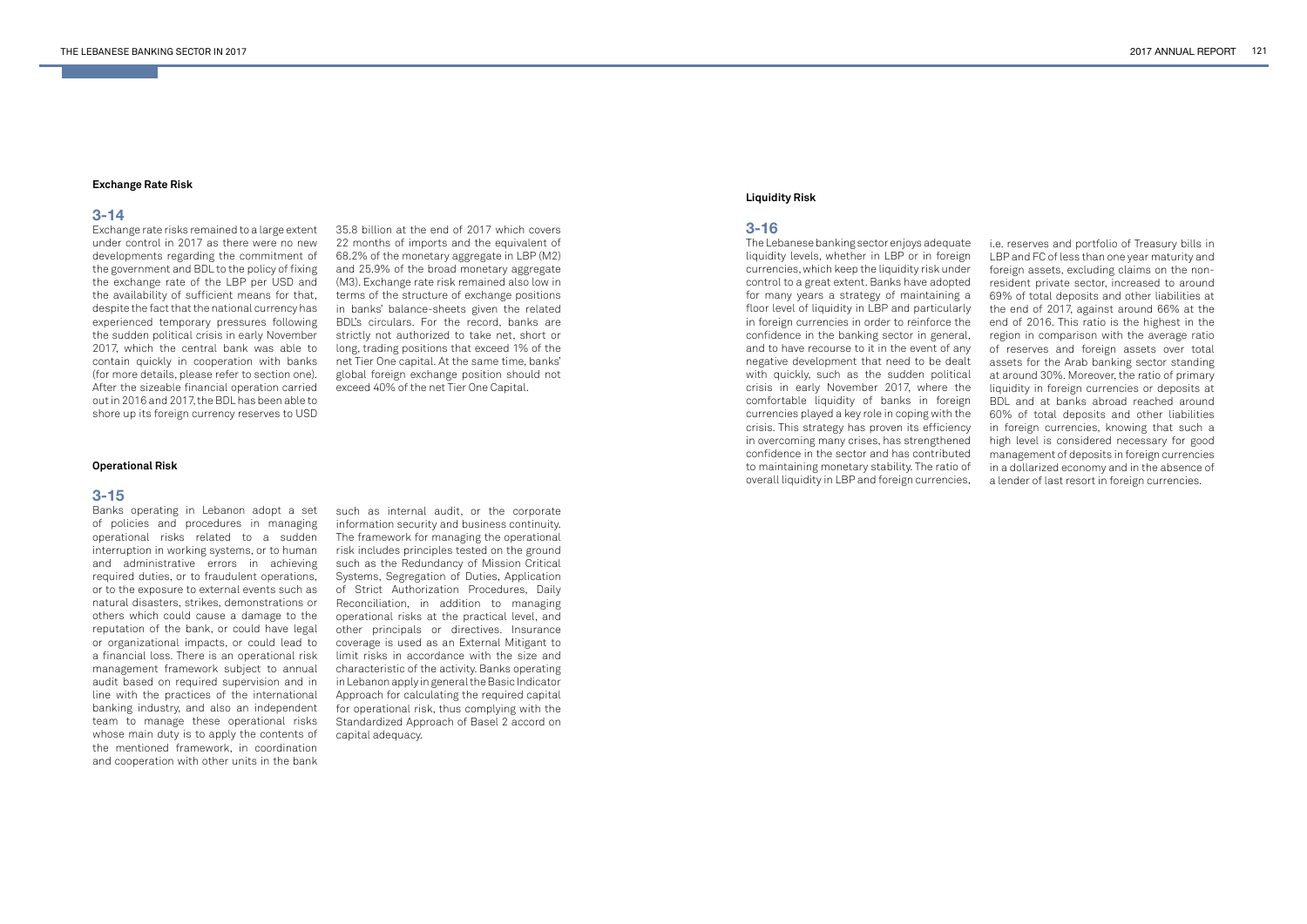### Exchange Rate Risk

## 3-14

Exchange rate risks remained to a large extent under control in 2017 as there were no new developments regarding the commitment of the government and BDL to the policy of fixing the exchange rate of the LBP per USD and the availability of sufficient means for that, despite the fact that the national currency has experienced temporary pressures following the sudden political crisis in early November 2017, which the central bank was able to contain quickly in cooperation with banks (for more details, please refer to section one). After the sizeable financial operation carried out in 2016 and 2017, the BDL has been able to shore up its foreign currency reserves to USD 35.8 billion at the end of 2017 which covers 22 months of imports and the equivalent of 68.2% of the monetary aggregate in LBP (M2) and 25.9% of the broad monetary aggregate (M3). Exchange rate risk remained also low in terms of the structure of exchange positions in banks' balance-sheets given the related BDL's circulars. For the record, banks are strictly not authorized to take net, short or long, trading positions that exceed 1% of the net Tier One capital. At the same time, banks' global foreign exchange position should not exceed 40% of the net Tier One Capital.

### Operational Risk

## 3-15

Banks operating in Lebanon adopt a set of policies and procedures in managing operational risks related to a sudden interruption in working systems, or to human and administrative errors in achieving required duties, or to fraudulent operations, or to the exposure to external events such as natural disasters, strikes, demonstrations or others which could cause a damage to the reputation of the bank, or could have legal or organizational impacts, or could lead to a financial loss. There is an operational risk management framework subject to annual audit based on required supervision and in line with the practices of the international banking industry, and also an independent team to manage these operational risks whose main duty is to apply the contents of the mentioned framework, in coordination and cooperation with other units in the bank such as internal audit, or the corporate information security and business continuity. The framework for managing the operational risk includes principles tested on the ground such as the Redundancy of Mission Critical Systems, Segregation of Duties, Application of Strict Authorization Procedures, Daily Reconciliation, in addition to managing operational risks at the practical level, and other principals or directives. Insurance coverage is used as an External Mitigant to limit risks in accordance with the size and characteristic of the activity. Banks operating in Lebanon apply in general the Basic Indicator Approach for calculating the required capital for operational risk, thus complying with the Standardized Approach of Basel 2 accord on capital adequacy.

### Liquidity Risk

## 3-16

The Lebanese banking sector enjoys adequate liquidity levels, whether in LBP or in foreign currencies, which keep the liquidity risk under control to a great extent. Banks have adopted for many years a strategy of maintaining a floor level of liquidity in LBP and particularly in foreign currencies in order to reinforce the confidence in the banking sector in general, and to have recourse to it in the event of any negative development that need to be dealt with quickly, such as the sudden political crisis in early November 2017, where the comfortable liquidity of banks in foreign currencies played a key role in coping with the crisis. This strategy has proven its efficiency in overcoming many crises, has strengthened confidence in the sector and has contributed to maintaining monetary stability. The ratio of overall liquidity in LBP and foreign currencies, i.e. reserves and portfolio of Treasury bills in LBP and FC of less than one year maturity and foreign assets, excluding claims on the non-resident private sector, increased to around 69% of total deposits and other liabilities at the end of 2017, against around 66% at the end of 2016. This ratio is the highest in the region in comparison with the average ratio of reserves and foreign assets over total assets for the Arab banking sector standing at around 30%. Moreover, the ratio of primary liquidity in foreign currencies or deposits at BDL and at banks abroad reached around 60% of total deposits and other liabilities in foreign currencies, knowing that such a high level is considered necessary for good management of deposits in foreign currencies in a dollarized economy and in the absence of a lender of last resort in foreign currencies.